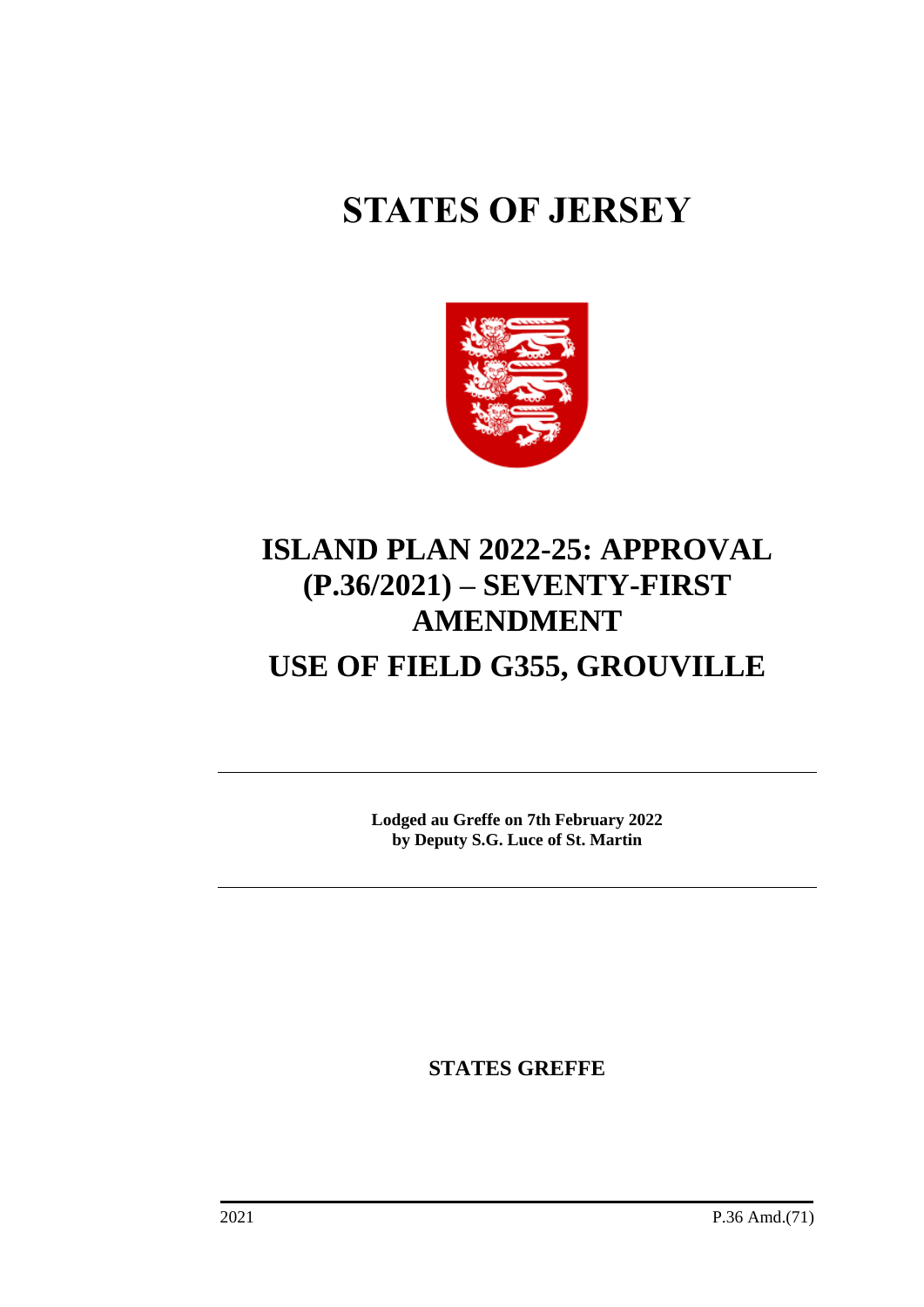# STATES OF JERSEY

# ISLAND PLAN 2022-25: APPROVAL (P.36/2021) – SEVENTY-FIRST AMENDMENT

# USE OF FIELD G355, GROUVILLE

**Lodged au Greffe on 7th February 2022**
**by Deputy S.G. Luce of St. Martin**

**STATES GREFFE**

2021 P.36 Amd.(71)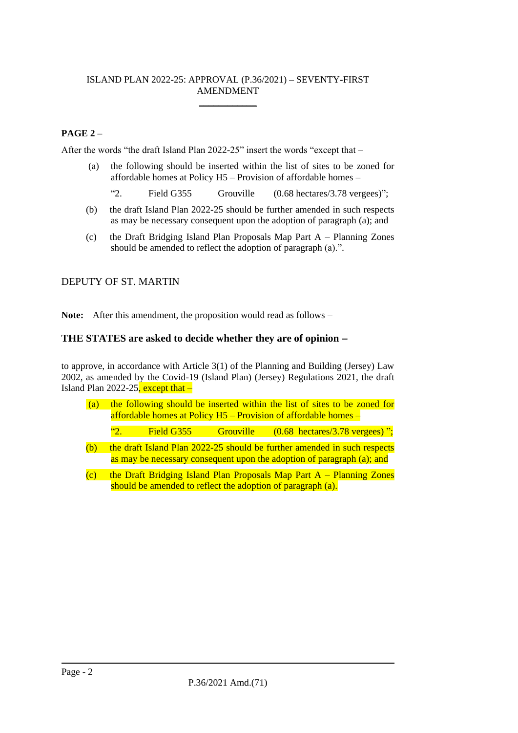ISLAND PLAN 2022-25: APPROVAL (P.36/2021) – SEVENTY-FIRST AMENDMENT

---

**PAGE 2 –**

After the words "the draft Island Plan 2022-25" insert the words "except that –

(a) the following should be inserted within the list of sites to be zoned for affordable homes at Policy H5 – Provision of affordable homes –

"2. Field G355 Grouville (0.68 hectares/3.78 vergees)";

(b) the draft Island Plan 2022-25 should be further amended in such respects as may be necessary consequent upon the adoption of paragraph (a); and

(c) the Draft Bridging Island Plan Proposals Map Part A – Planning Zones should be amended to reflect the adoption of paragraph (a).".

DEPUTY OF ST. MARTIN

**Note:** After this amendment, the proposition would read as follows –

**THE STATES are asked to decide whether they are of opinion –**

to approve, in accordance with Article 3(1) of the Planning and Building (Jersey) Law 2002, as amended by the Covid-19 (Island Plan) (Jersey) Regulations 2021, the draft Island Plan 2022-25, except that –

(a) the following should be inserted within the list of sites to be zoned for affordable homes at Policy H5 – Provision of affordable homes –

"2. Field G355 Grouville (0.68 hectares/3.78 vergees) ";

(b) the draft Island Plan 2022-25 should be further amended in such respects as may be necessary consequent upon the adoption of paragraph (a); and

(c) the Draft Bridging Island Plan Proposals Map Part A – Planning Zones should be amended to reflect the adoption of paragraph (a).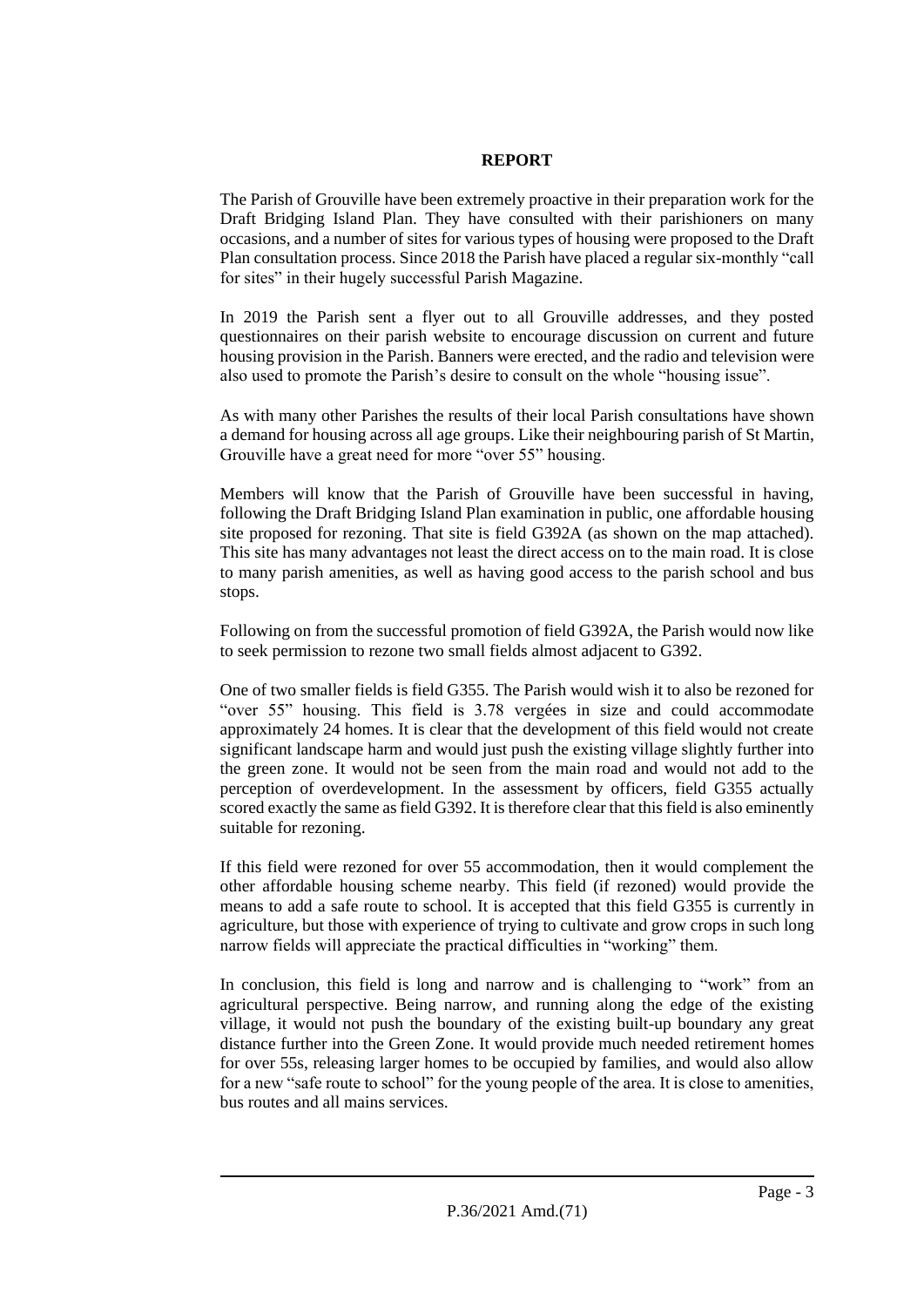**REPORT**

The Parish of Grouville have been extremely proactive in their preparation work for the Draft Bridging Island Plan. They have consulted with their parishioners on many occasions, and a number of sites for various types of housing were proposed to the Draft Plan consultation process. Since 2018 the Parish have placed a regular six-monthly "call for sites" in their hugely successful Parish Magazine.

In 2019 the Parish sent a flyer out to all Grouville addresses, and they posted questionnaires on their parish website to encourage discussion on current and future housing provision in the Parish. Banners were erected, and the radio and television were also used to promote the Parish's desire to consult on the whole "housing issue".

As with many other Parishes the results of their local Parish consultations have shown a demand for housing across all age groups. Like their neighbouring parish of St Martin, Grouville have a great need for more "over 55" housing.

Members will know that the Parish of Grouville have been successful in having, following the Draft Bridging Island Plan examination in public, one affordable housing site proposed for rezoning. That site is field G392A (as shown on the map attached). This site has many advantages not least the direct access on to the main road. It is close to many parish amenities, as well as having good access to the parish school and bus stops.

Following on from the successful promotion of field G392A, the Parish would now like to seek permission to rezone two small fields almost adjacent to G392.

One of two smaller fields is field G355. The Parish would wish it to also be rezoned for "over 55" housing. This field is 3.78 vergées in size and could accommodate approximately 24 homes. It is clear that the development of this field would not create significant landscape harm and would just push the existing village slightly further into the green zone. It would not be seen from the main road and would not add to the perception of overdevelopment. In the assessment by officers, field G355 actually scored exactly the same as field G392. It is therefore clear that this field is also eminently suitable for rezoning.

If this field were rezoned for over 55 accommodation, then it would complement the other affordable housing scheme nearby. This field (if rezoned) would provide the means to add a safe route to school. It is accepted that this field G355 is currently in agriculture, but those with experience of trying to cultivate and grow crops in such long narrow fields will appreciate the practical difficulties in "working" them.

In conclusion, this field is long and narrow and is challenging to "work" from an agricultural perspective. Being narrow, and running along the edge of the existing village, it would not push the boundary of the existing built-up boundary any great distance further into the Green Zone. It would provide much needed retirement homes for over 55s, releasing larger homes to be occupied by families, and would also allow for a new "safe route to school" for the young people of the area. It is close to amenities, bus routes and all mains services.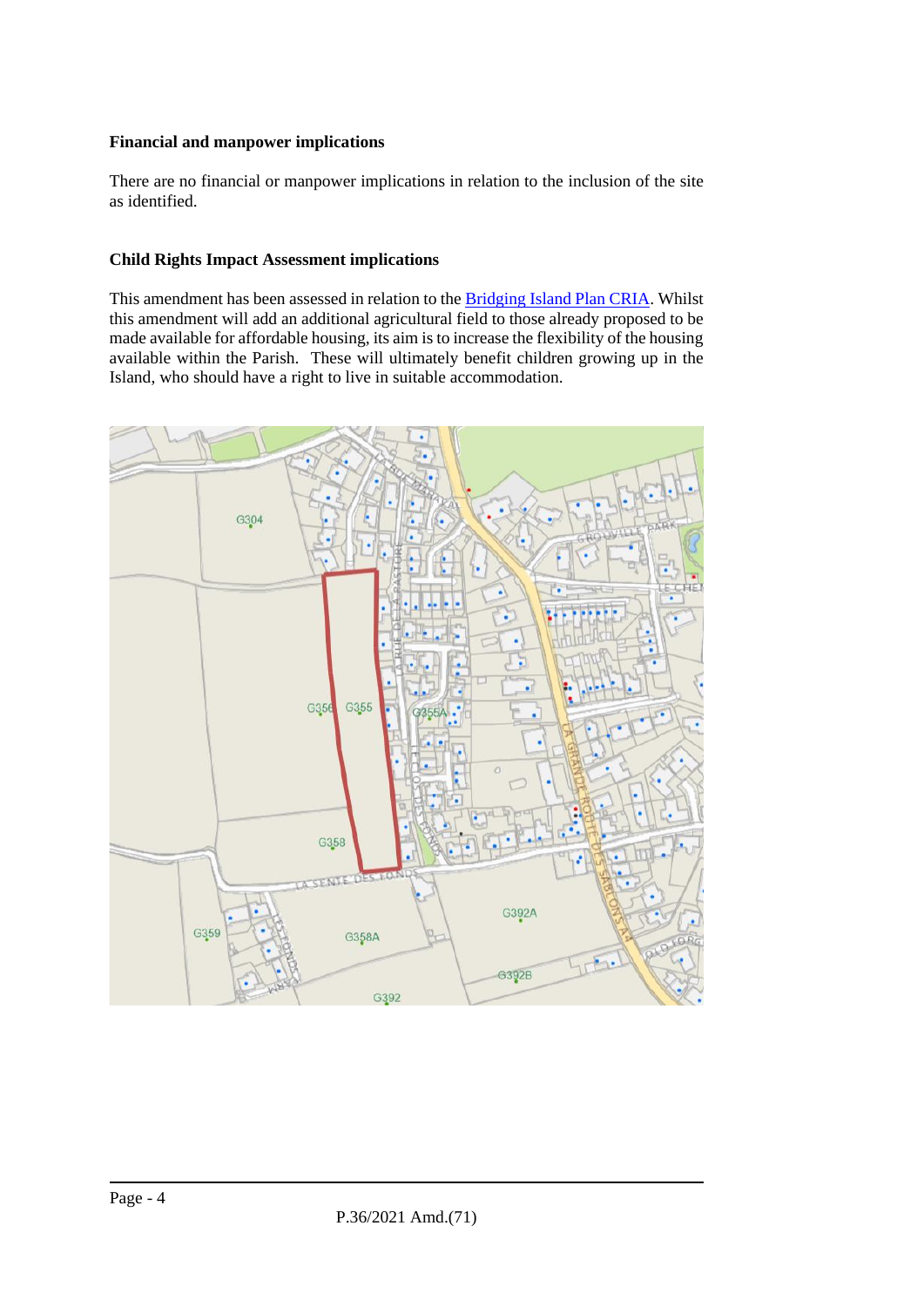**Financial and manpower implications**

There are no financial or manpower implications in relation to the inclusion of the site as identified.

**Child Rights Impact Assessment implications**

This amendment has been assessed in relation to the [Bridging Island Plan CRIA](). Whilst this amendment will add an additional agricultural field to those already proposed to be made available for affordable housing, its aim is to increase the flexibility of the housing available within the Parish. These will ultimately benefit children growing up in the Island, who should have a right to live in suitable accommodation.